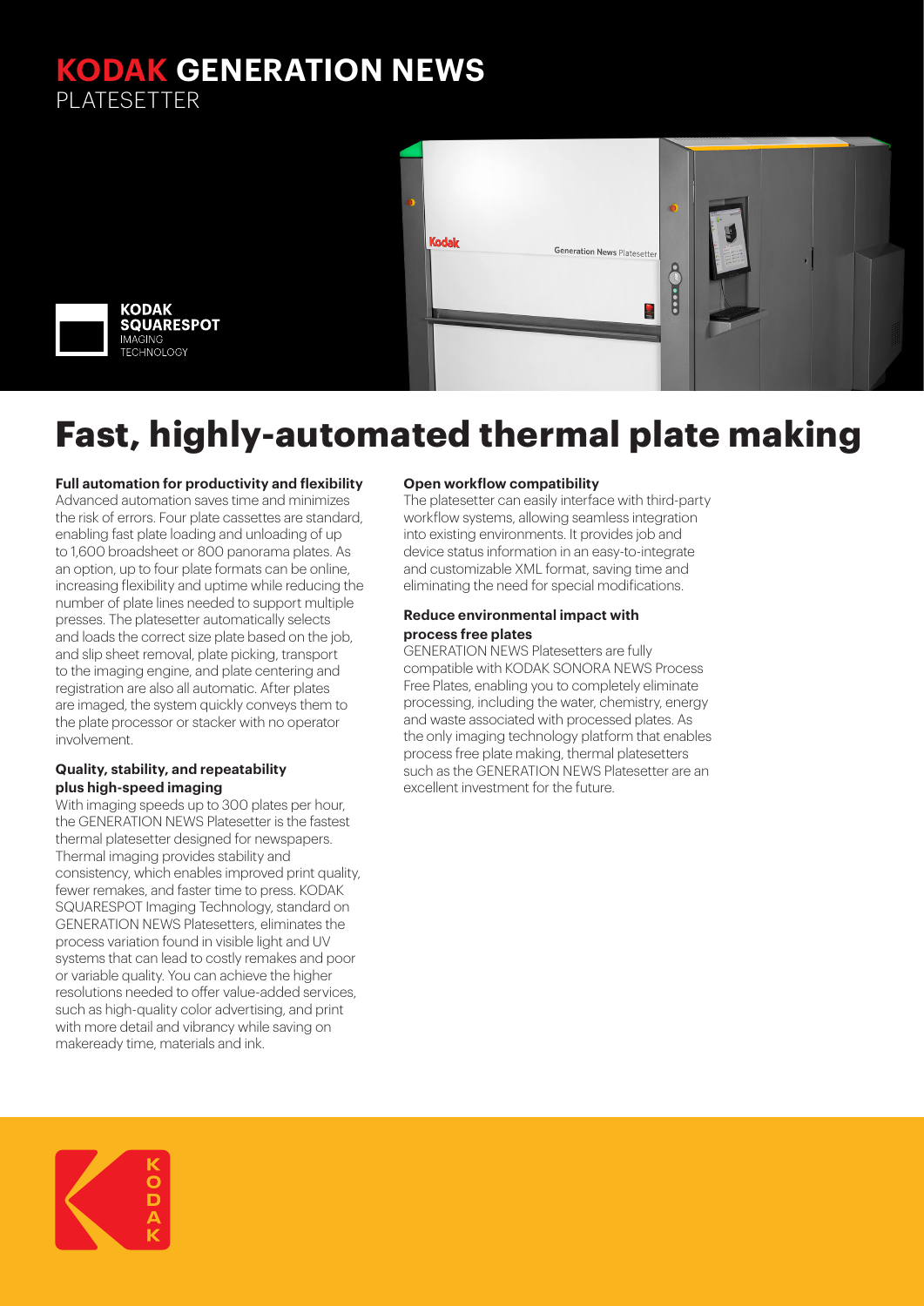# KODAK GENERATION NEWS
PLATESETTER

KODAK SQUARESPOT IMAGING TECHNOLOGY

# Fast, highly-automated thermal plate making

### Full automation for productivity and flexibility

Advanced automation saves time and minimizes the risk of errors. Four plate cassettes are standard, enabling fast plate loading and unloading of up to 1,600 broadsheet or 800 panorama plates. As an option, up to four plate formats can be online, increasing flexibility and uptime while reducing the number of plate lines needed to support multiple presses. The platesetter automatically selects and loads the correct size plate based on the job, and slip sheet removal, plate picking, transport to the imaging engine, and plate centering and registration are also all automatic. After plates are imaged, the system quickly conveys them to the plate processor or stacker with no operator involvement.

### Quality, stability, and repeatability plus high-speed imaging

With imaging speeds up to 300 plates per hour, the GENERATION NEWS Platesetter is the fastest thermal platesetter designed for newspapers. Thermal imaging provides stability and consistency, which enables improved print quality, fewer remakes, and faster time to press. KODAK SQUARESPOT Imaging Technology, standard on GENERATION NEWS Platesetters, eliminates the process variation found in visible light and UV systems that can lead to costly remakes and poor or variable quality. You can achieve the higher resolutions needed to offer value-added services, such as high-quality color advertising, and print with more detail and vibrancy while saving on makeready time, materials and ink.

### Open workflow compatibility

The platesetter can easily interface with third-party workflow systems, allowing seamless integration into existing environments. It provides job and device status information in an easy-to-integrate and customizable XML format, saving time and eliminating the need for special modifications.

### Reduce environmental impact with process free plates

GENERATION NEWS Platesetters are fully compatible with KODAK SONORA NEWS Process Free Plates, enabling you to completely eliminate processing, including the water, chemistry, energy and waste associated with processed plates. As the only imaging technology platform that enables process free plate making, thermal platesetters such as the GENERATION NEWS Platesetter are an excellent investment for the future.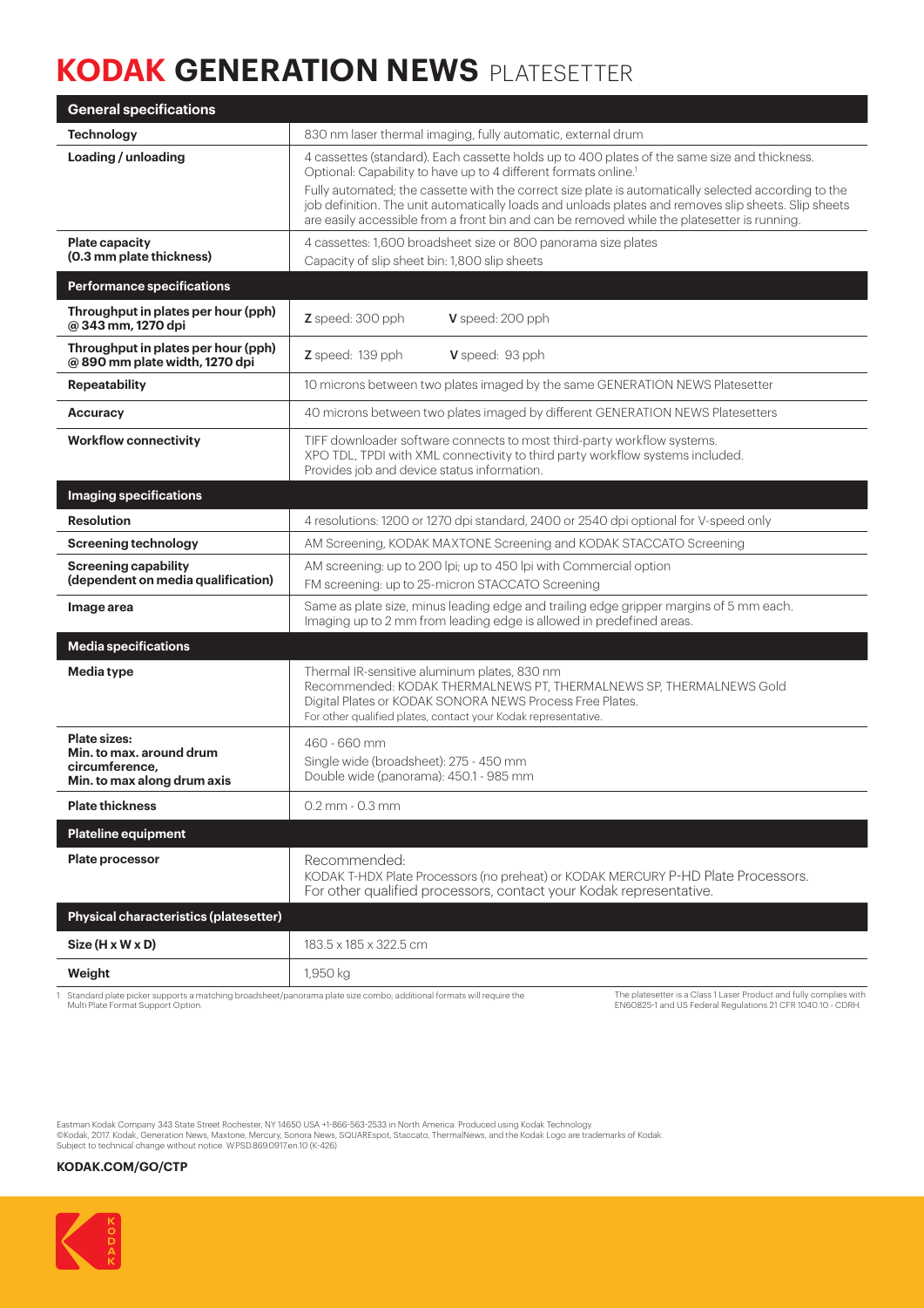# KODAK GENERATION NEWS PLATESETTER

| General specifications | |
|---|---|
| **Technology** | 830 nm laser thermal imaging, fully automatic, external drum |
| **Loading / unloading** | 4 cassettes (standard). Each cassette holds up to 400 plates of the same size and thickness. Optional: Capability to have up to 4 different formats online.[1] Fully automated; the cassette with the correct size plate is automatically selected according to the job definition. The unit automatically loads and unloads plates and removes slip sheets. Slip sheets are easily accessible from a front bin and can be removed while the platesetter is running. |
| **Plate capacity (0.3 mm plate thickness)** | 4 cassettes: 1,600 broadsheet size or 800 panorama size plates<br>Capacity of slip sheet bin: 1,800 slip sheets |
| **Performance specifications** | |
| **Throughput in plates per hour (pph) @ 343 mm, 1270 dpi** | **Z** speed: 300 pph **V** speed: 200 pph |
| **Throughput in plates per hour (pph) @ 890 mm plate width, 1270 dpi** | **Z** speed: 139 pph **V** speed: 93 pph |
| **Repeatability** | 10 microns between two plates imaged by the same GENERATION NEWS Platesetter |
| **Accuracy** | 40 microns between two plates imaged by different GENERATION NEWS Platesetters |
| **Workflow connectivity** | TIFF downloader software connects to most third-party workflow systems. XPO TDL, TPDI with XML connectivity to third party workflow systems included. Provides job and device status information. |
| **Imaging specifications** | |
| **Resolution** | 4 resolutions: 1200 or 1270 dpi standard, 2400 or 2540 dpi optional for V-speed only |
| **Screening technology** | AM Screening, KODAK MAXTONE Screening and KODAK STACCATO Screening |
| **Screening capability (dependent on media qualification)** | AM screening: up to 200 lpi; up to 450 lpi with Commercial option<br>FM screening: up to 25-micron STACCATO Screening |
| **Image area** | Same as plate size, minus leading edge and trailing edge gripper margins of 5 mm each. Imaging up to 2 mm from leading edge is allowed in predefined areas. |
| **Media specifications** | |
| **Media type** | Thermal IR-sensitive aluminum plates, 830 nm<br>Recommended: KODAK THERMALNEWS PT, THERMALNEWS SP, THERMALNEWS Gold Digital Plates or KODAK SONORA NEWS Process Free Plates.<br>For other qualified plates, contact your Kodak representative. |
| **Plate sizes: Min. to max. around drum circumference, Min. to max along drum axis** | 460 - 660 mm<br>Single wide (broadsheet): 275 - 450 mm<br>Double wide (panorama): 450.1 - 985 mm |
| **Plate thickness** | 0.2 mm - 0.3 mm |
| **Plateline equipment** | |
| **Plate processor** | Recommended:<br>KODAK T-HDX Plate Processors (no preheat) or KODAK MERCURY P-HD Plate Processors.<br>For other qualified processors, contact your Kodak representative. |
| **Physical characteristics (platesetter)** | |
| **Size (H x W x D)** | 183.5 x 185 x 322.5 cm |
| **Weight** | 1,950 kg |

1 Standard plate picker supports a matching broadsheet/panorama plate size combo; additional formats will require the Multi Plate Format Support Option.

The platesetter is a Class 1 Laser Product and fully complies with EN60825-1 and US Federal Regulations 21 CFR 1040.10 - CDRH.

Eastman Kodak Company 343 State Street Rochester, NY 14650 USA +1-866-563-2533 in North America. Produced using Kodak Technology.
©Kodak, 2017. Kodak, Generation News, Maxtone, Mercury, Sonora News, SQUAREspot, Staccato, ThermalNews, and the Kodak Logo are trademarks of Kodak.
Subject to technical change without notice. W.PSD.869.0917.en.10 (K-426)

**KODAK.COM/GO/CTP**